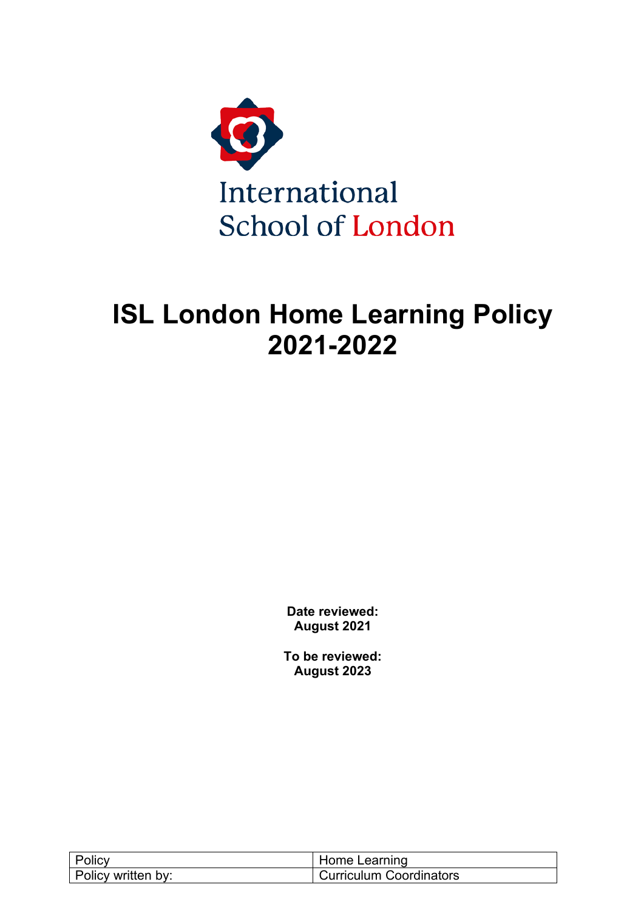International
School of London

# ISL London Home Learning Policy 2021-2022

**Date reviewed:**
**August 2021**

**To be reviewed:**
**August 2023**

| Policy | Home Learning |
|---|---|
| Policy written by: | Curriculum Coordinators |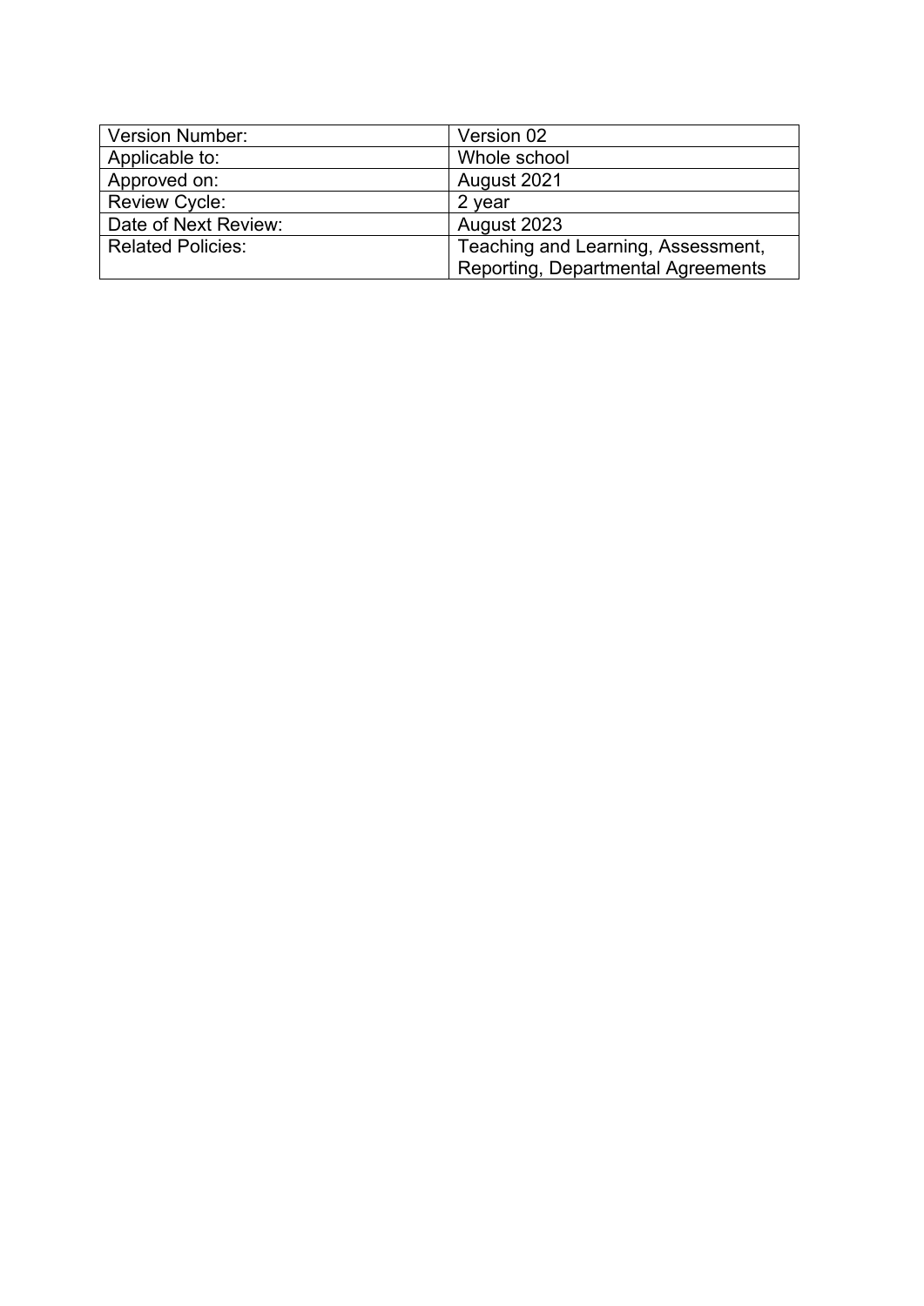| Version Number: | Version 02 |
|---|---|
| Applicable to: | Whole school |
| Approved on: | August 2021 |
| Review Cycle: | 2 year |
| Date of Next Review: | August 2023 |
| Related Policies: | Teaching and Learning, Assessment, Reporting, Departmental Agreements |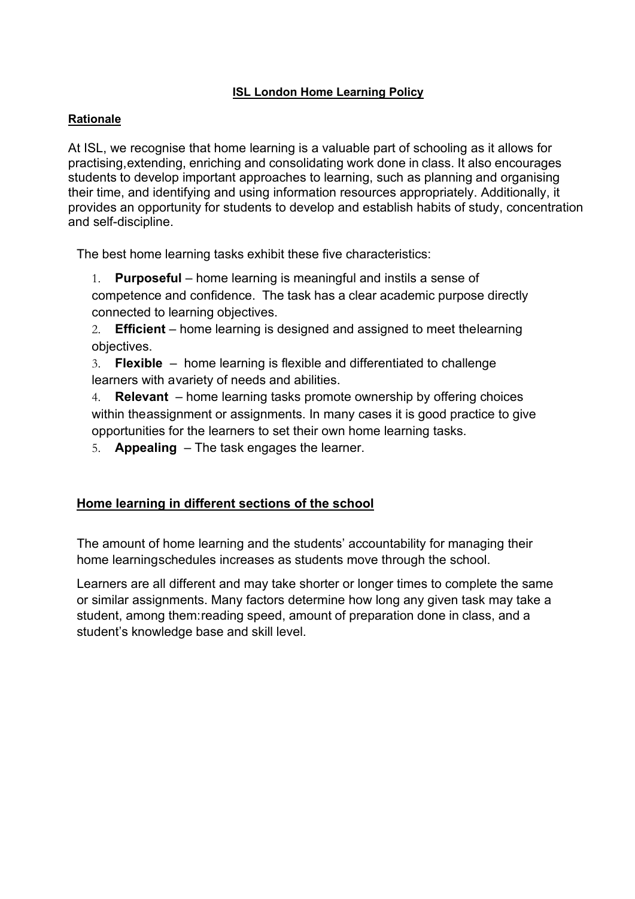**ISL London Home Learning Policy**

**Rationale**

At ISL, we recognise that home learning is a valuable part of schooling as it allows for practising,extending, enriching and consolidating work done in class. It also encourages students to develop important approaches to learning, such as planning and organising their time, and identifying and using information resources appropriately. Additionally, it provides an opportunity for students to develop and establish habits of study, concentration and self-discipline.

The best home learning tasks exhibit these five characteristics:

1. **Purposeful** – home learning is meaningful and instils a sense of competence and confidence. The task has a clear academic purpose directly connected to learning objectives.
2. **Efficient** – home learning is designed and assigned to meet thelearning objectives.
3. **Flexible** – home learning is flexible and differentiated to challenge learners with avariety of needs and abilities.
4. **Relevant** – home learning tasks promote ownership by offering choices within theassignment or assignments. In many cases it is good practice to give opportunities for the learners to set their own home learning tasks.
5. **Appealing** – The task engages the learner.

**Home learning in different sections of the school**

The amount of home learning and the students' accountability for managing their home learningschedules increases as students move through the school.

Learners are all different and may take shorter or longer times to complete the same or similar assignments. Many factors determine how long any given task may take a student, among them:reading speed, amount of preparation done in class, and a student's knowledge base and skill level.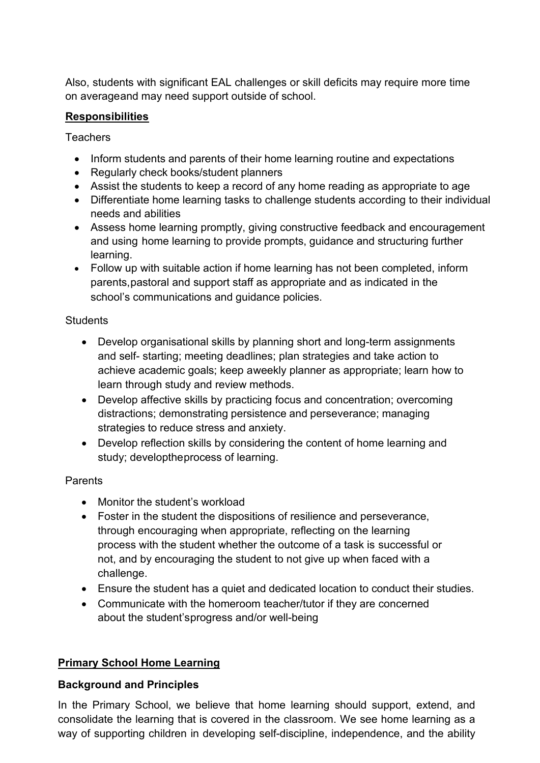Also, students with significant EAL challenges or skill deficits may require more time on averageand may need support outside of school.

**Responsibilities**

Teachers

- Inform students and parents of their home learning routine and expectations
- Regularly check books/student planners
- Assist the students to keep a record of any home reading as appropriate to age
- Differentiate home learning tasks to challenge students according to their individual needs and abilities
- Assess home learning promptly, giving constructive feedback and encouragement and using home learning to provide prompts, guidance and structuring further learning.
- Follow up with suitable action if home learning has not been completed, inform parents,pastoral and support staff as appropriate and as indicated in the school's communications and guidance policies.

Students

- Develop organisational skills by planning short and long-term assignments and self- starting; meeting deadlines; plan strategies and take action to achieve academic goals; keep aweekly planner as appropriate; learn how to learn through study and review methods.
- Develop affective skills by practicing focus and concentration; overcoming distractions; demonstrating persistence and perseverance; managing strategies to reduce stress and anxiety.
- Develop reflection skills by considering the content of home learning and study; developtheprocess of learning.

Parents

- Monitor the student's workload
- Foster in the student the dispositions of resilience and perseverance, through encouraging when appropriate, reflecting on the learning process with the student whether the outcome of a task is successful or not, and by encouraging the student to not give up when faced with a challenge.
- Ensure the student has a quiet and dedicated location to conduct their studies.
- Communicate with the homeroom teacher/tutor if they are concerned about the student'sprogress and/or well-being

**Primary School Home Learning**

**Background and Principles**

In the Primary School, we believe that home learning should support, extend, and consolidate the learning that is covered in the classroom. We see home learning as a way of supporting children in developing self-discipline, independence, and the ability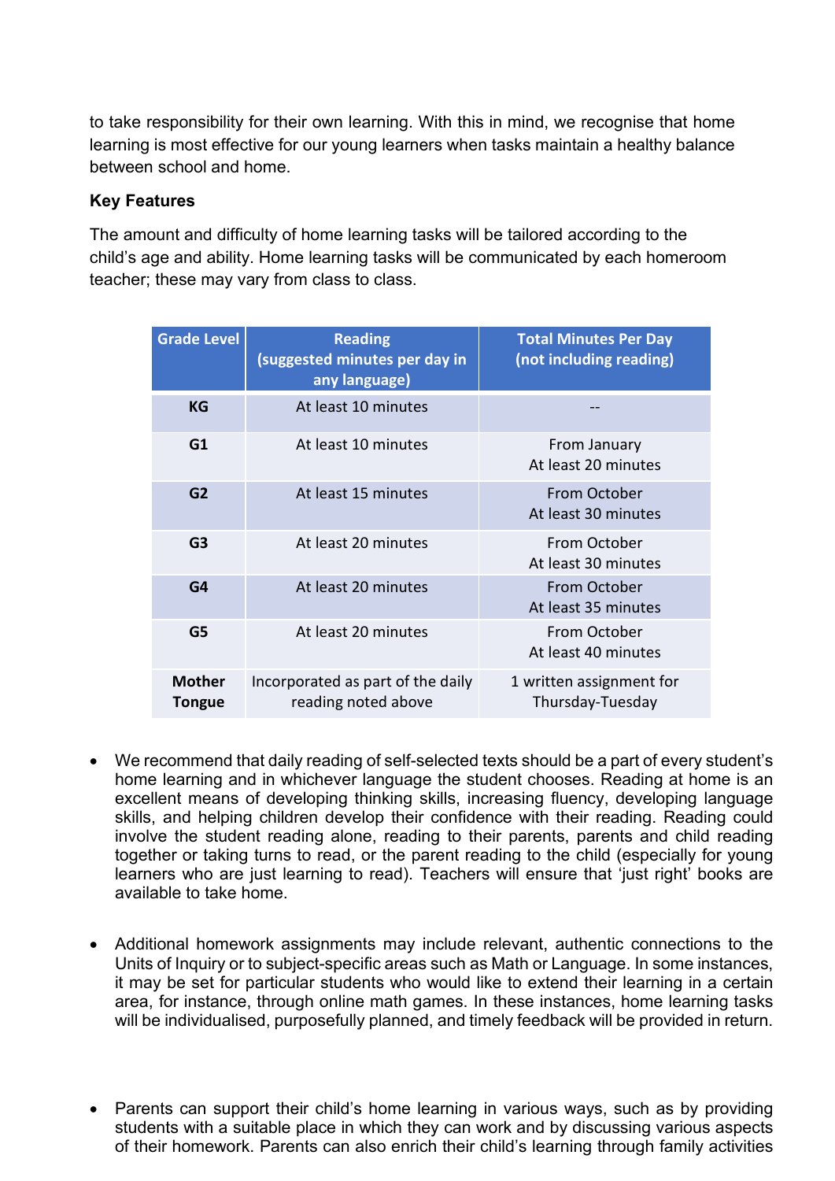to take responsibility for their own learning. With this in mind, we recognise that home learning is most effective for our young learners when tasks maintain a healthy balance between school and home.

**Key Features**

The amount and difficulty of home learning tasks will be tailored according to the child's age and ability. Home learning tasks will be communicated by each homeroom teacher; these may vary from class to class.

| Grade Level | Reading (suggested minutes per day in any language) | Total Minutes Per Day (not including reading) |
|---|---|---|
| **KG** | At least 10 minutes | -- |
| **G1** | At least 10 minutes | From January At least 20 minutes |
| **G2** | At least 15 minutes | From October At least 30 minutes |
| **G3** | At least 20 minutes | From October At least 30 minutes |
| **G4** | At least 20 minutes | From October At least 35 minutes |
| **G5** | At least 20 minutes | From October At least 40 minutes |
| **Mother Tongue** | Incorporated as part of the daily reading noted above | 1 written assignment for Thursday-Tuesday |

- We recommend that daily reading of self-selected texts should be a part of every student's home learning and in whichever language the student chooses. Reading at home is an excellent means of developing thinking skills, increasing fluency, developing language skills, and helping children develop their confidence with their reading. Reading could involve the student reading alone, reading to their parents, parents and child reading together or taking turns to read, or the parent reading to the child (especially for young learners who are just learning to read). Teachers will ensure that 'just right' books are available to take home.

- Additional homework assignments may include relevant, authentic connections to the Units of Inquiry or to subject-specific areas such as Math or Language. In some instances, it may be set for particular students who would like to extend their learning in a certain area, for instance, through online math games. In these instances, home learning tasks will be individualised, purposefully planned, and timely feedback will be provided in return.

- Parents can support their child's home learning in various ways, such as by providing students with a suitable place in which they can work and by discussing various aspects of their homework. Parents can also enrich their child's learning through family activities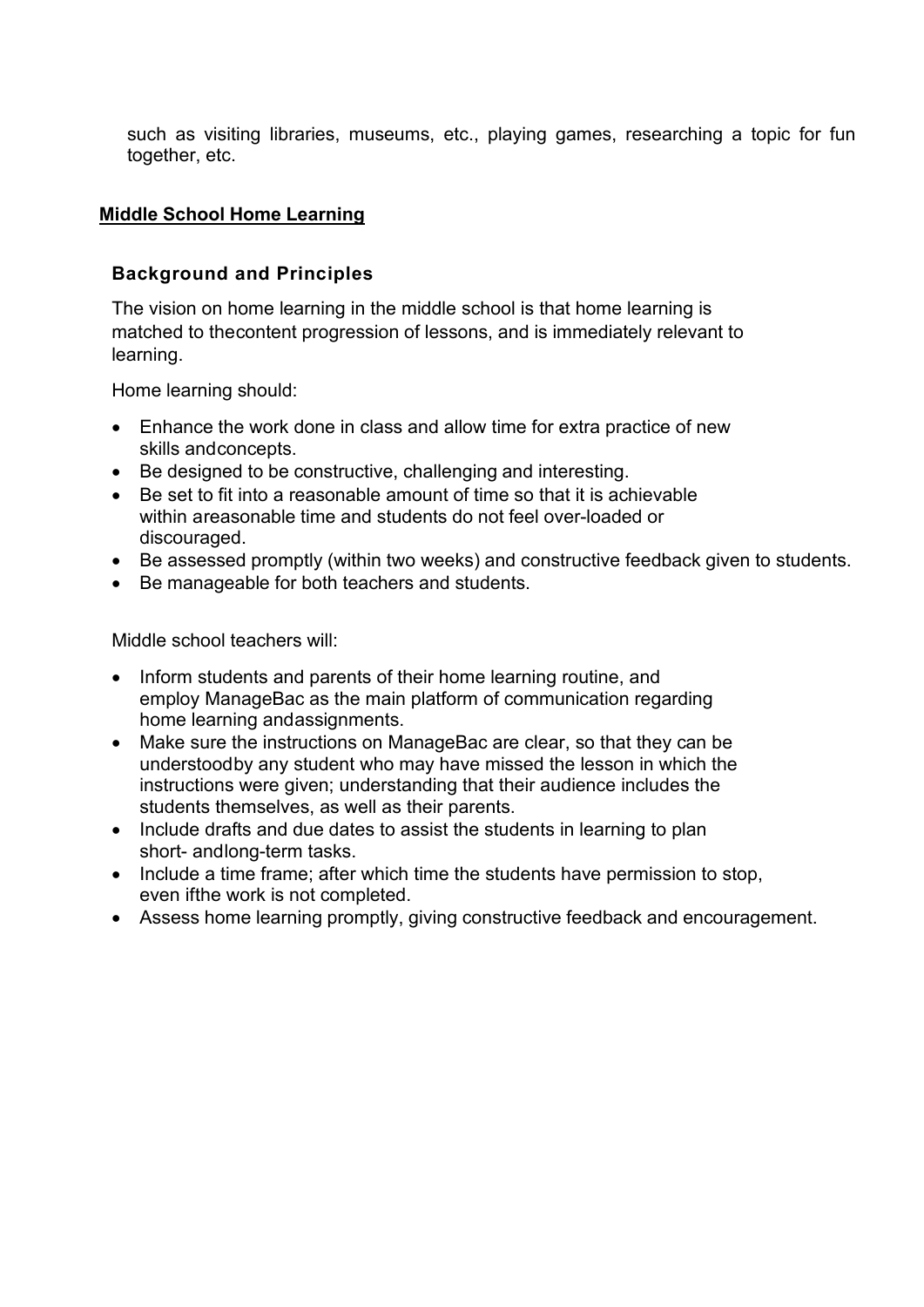such as visiting libraries, museums, etc., playing games, researching a topic for fun together, etc.

## Middle School Home Learning

### Background and Principles

The vision on home learning in the middle school is that home learning is matched to thecontent progression of lessons, and is immediately relevant to learning.

Home learning should:

- Enhance the work done in class and allow time for extra practice of new skills andconcepts.
- Be designed to be constructive, challenging and interesting.
- Be set to fit into a reasonable amount of time so that it is achievable within areasonable time and students do not feel over-loaded or discouraged.
- Be assessed promptly (within two weeks) and constructive feedback given to students.
- Be manageable for both teachers and students.

Middle school teachers will:

- Inform students and parents of their home learning routine, and employ ManageBac as the main platform of communication regarding home learning andassignments.
- Make sure the instructions on ManageBac are clear, so that they can be understoodby any student who may have missed the lesson in which the instructions were given; understanding that their audience includes the students themselves, as well as their parents.
- Include drafts and due dates to assist the students in learning to plan short- andlong-term tasks.
- Include a time frame; after which time the students have permission to stop, even ifthe work is not completed.
- Assess home learning promptly, giving constructive feedback and encouragement.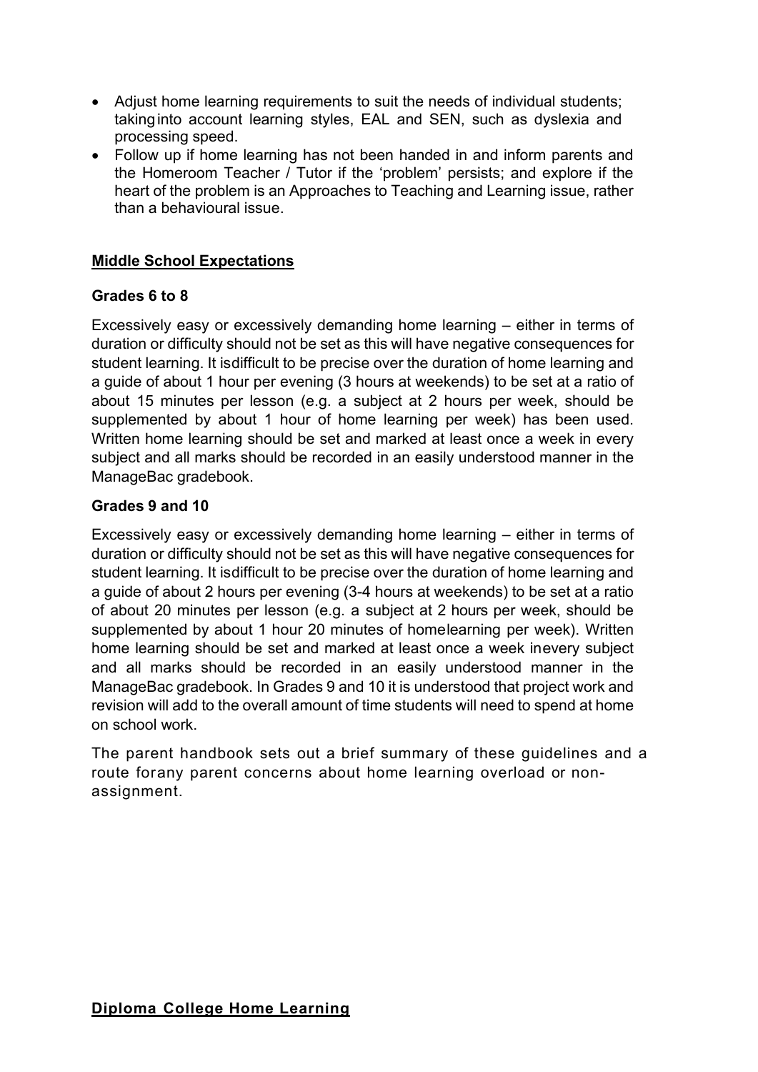- Adjust home learning requirements to suit the needs of individual students; takinginto account learning styles, EAL and SEN, such as dyslexia and processing speed.
- Follow up if home learning has not been handed in and inform parents and the Homeroom Teacher / Tutor if the 'problem' persists; and explore if the heart of the problem is an Approaches to Teaching and Learning issue, rather than a behavioural issue.

## **Middle School Expectations**

### Grades 6 to 8

Excessively easy or excessively demanding home learning – either in terms of duration or difficulty should not be set as this will have negative consequences for student learning. It isdifficult to be precise over the duration of home learning and a guide of about 1 hour per evening (3 hours at weekends) to be set at a ratio of about 15 minutes per lesson (e.g. a subject at 2 hours per week, should be supplemented by about 1 hour of home learning per week) has been used. Written home learning should be set and marked at least once a week in every subject and all marks should be recorded in an easily understood manner in the ManageBac gradebook.

### Grades 9 and 10

Excessively easy or excessively demanding home learning – either in terms of duration or difficulty should not be set as this will have negative consequences for student learning. It isdifficult to be precise over the duration of home learning and a guide of about 2 hours per evening (3-4 hours at weekends) to be set at a ratio of about 20 minutes per lesson (e.g. a subject at 2 hours per week, should be supplemented by about 1 hour 20 minutes of homelearning per week). Written home learning should be set and marked at least once a week inevery subject and all marks should be recorded in an easily understood manner in the ManageBac gradebook. In Grades 9 and 10 it is understood that project work and revision will add to the overall amount of time students will need to spend at home on school work.

The parent handbook sets out a brief summary of these guidelines and a route forany parent concerns about home learning overload or non-assignment.

## **Diploma College Home Learning**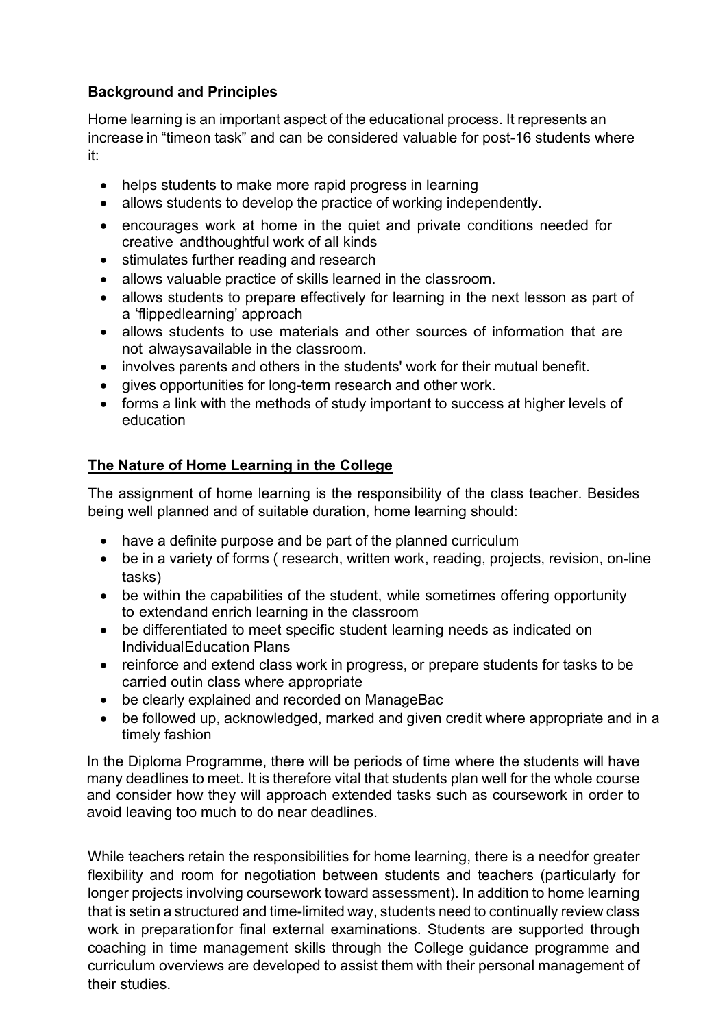**Background and Principles**

Home learning is an important aspect of the educational process. It represents an increase in "timeon task" and can be considered valuable for post-16 students where it:

- helps students to make more rapid progress in learning
- allows students to develop the practice of working independently.
- encourages work at home in the quiet and private conditions needed for creative andthoughtful work of all kinds
- stimulates further reading and research
- allows valuable practice of skills learned in the classroom.
- allows students to prepare effectively for learning in the next lesson as part of a 'flippedlearning' approach
- allows students to use materials and other sources of information that are not alwaysavailable in the classroom.
- involves parents and others in the students' work for their mutual benefit.
- gives opportunities for long-term research and other work.
- forms a link with the methods of study important to success at higher levels of education

**The Nature of Home Learning in the College**

The assignment of home learning is the responsibility of the class teacher. Besides being well planned and of suitable duration, home learning should:

- have a definite purpose and be part of the planned curriculum
- be in a variety of forms ( research, written work, reading, projects, revision, on-line tasks)
- be within the capabilities of the student, while sometimes offering opportunity to extendand enrich learning in the classroom
- be differentiated to meet specific student learning needs as indicated on IndividualEducation Plans
- reinforce and extend class work in progress, or prepare students for tasks to be carried outin class where appropriate
- be clearly explained and recorded on ManageBac
- be followed up, acknowledged, marked and given credit where appropriate and in a timely fashion

In the Diploma Programme, there will be periods of time where the students will have many deadlines to meet. It is therefore vital that students plan well for the whole course and consider how they will approach extended tasks such as coursework in order to avoid leaving too much to do near deadlines.

While teachers retain the responsibilities for home learning, there is a needfor greater flexibility and room for negotiation between students and teachers (particularly for longer projects involving coursework toward assessment). In addition to home learning that is setin a structured and time-limited way, students need to continually review class work in preparationfor final external examinations. Students are supported through coaching in time management skills through the College guidance programme and curriculum overviews are developed to assist them with their personal management of their studies.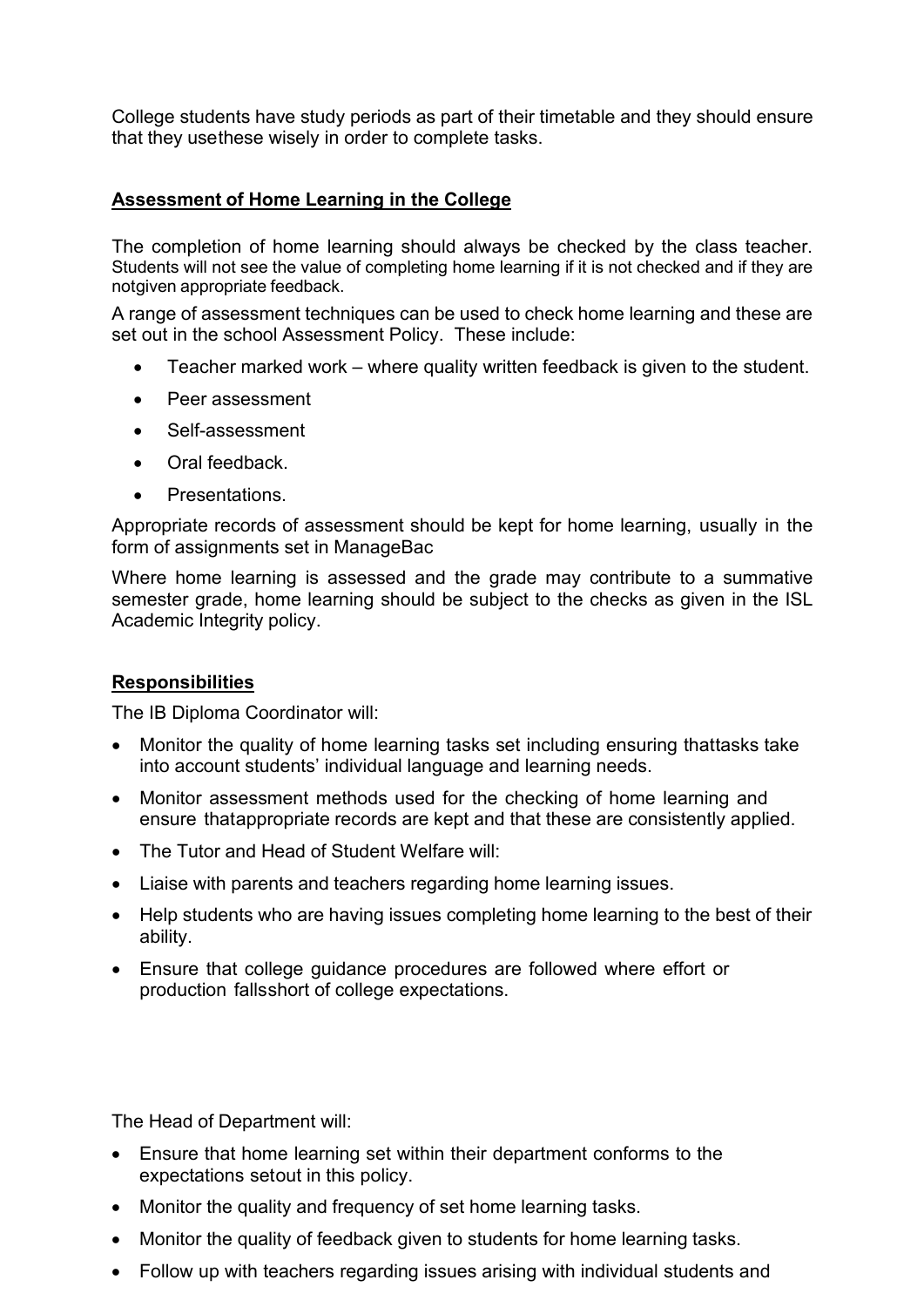College students have study periods as part of their timetable and they should ensure that they usethese wisely in order to complete tasks.

**<u>Assessment of Home Learning in the College</u>**

The completion of home learning should always be checked by the class teacher. Students will not see the value of completing home learning if it is not checked and if they are notgiven appropriate feedback.

A range of assessment techniques can be used to check home learning and these are set out in the school Assessment Policy. These include:

- Teacher marked work – where quality written feedback is given to the student.
- Peer assessment
- Self-assessment
- Oral feedback.
- Presentations.

Appropriate records of assessment should be kept for home learning, usually in the form of assignments set in ManageBac

Where home learning is assessed and the grade may contribute to a summative semester grade, home learning should be subject to the checks as given in the ISL Academic Integrity policy.

**<u>Responsibilities</u>**

The IB Diploma Coordinator will:

- Monitor the quality of home learning tasks set including ensuring thattasks take into account students' individual language and learning needs.
- Monitor assessment methods used for the checking of home learning and ensure thatappropriate records are kept and that these are consistently applied.
- The Tutor and Head of Student Welfare will:
- Liaise with parents and teachers regarding home learning issues.
- Help students who are having issues completing home learning to the best of their ability.
- Ensure that college guidance procedures are followed where effort or production fallsshort of college expectations.

The Head of Department will:

- Ensure that home learning set within their department conforms to the expectations setout in this policy.
- Monitor the quality and frequency of set home learning tasks.
- Monitor the quality of feedback given to students for home learning tasks.
- Follow up with teachers regarding issues arising with individual students and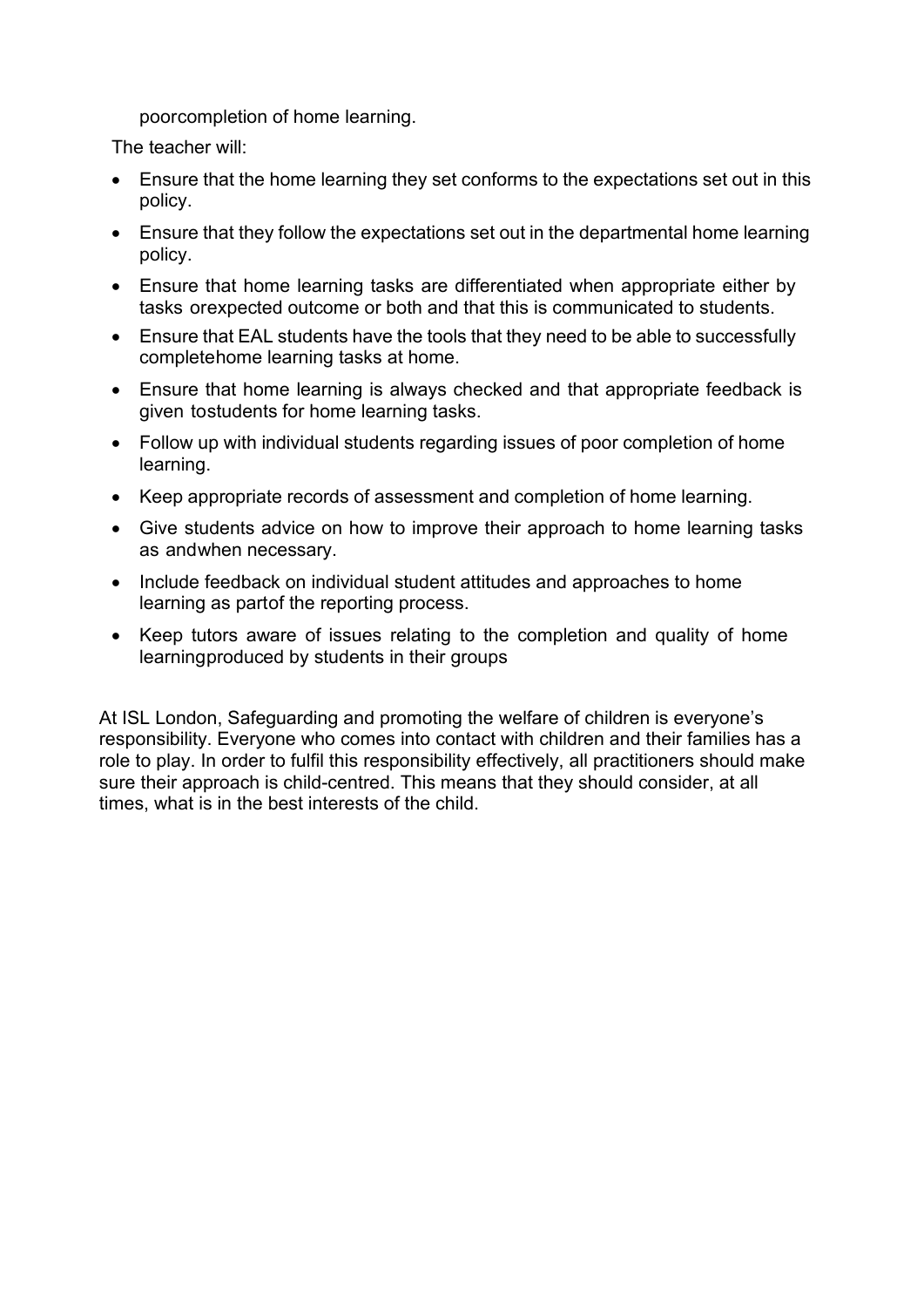poorcompletion of home learning.

The teacher will:

- Ensure that the home learning they set conforms to the expectations set out in this policy.
- Ensure that they follow the expectations set out in the departmental home learning policy.
- Ensure that home learning tasks are differentiated when appropriate either by tasks orexpected outcome or both and that this is communicated to students.
- Ensure that EAL students have the tools that they need to be able to successfully completehome learning tasks at home.
- Ensure that home learning is always checked and that appropriate feedback is given tostudents for home learning tasks.
- Follow up with individual students regarding issues of poor completion of home learning.
- Keep appropriate records of assessment and completion of home learning.
- Give students advice on how to improve their approach to home learning tasks as andwhen necessary.
- Include feedback on individual student attitudes and approaches to home learning as partof the reporting process.
- Keep tutors aware of issues relating to the completion and quality of home learningproduced by students in their groups

At ISL London, Safeguarding and promoting the welfare of children is everyone's responsibility. Everyone who comes into contact with children and their families has a role to play. In order to fulfil this responsibility effectively, all practitioners should make sure their approach is child-centred. This means that they should consider, at all times, what is in the best interests of the child.